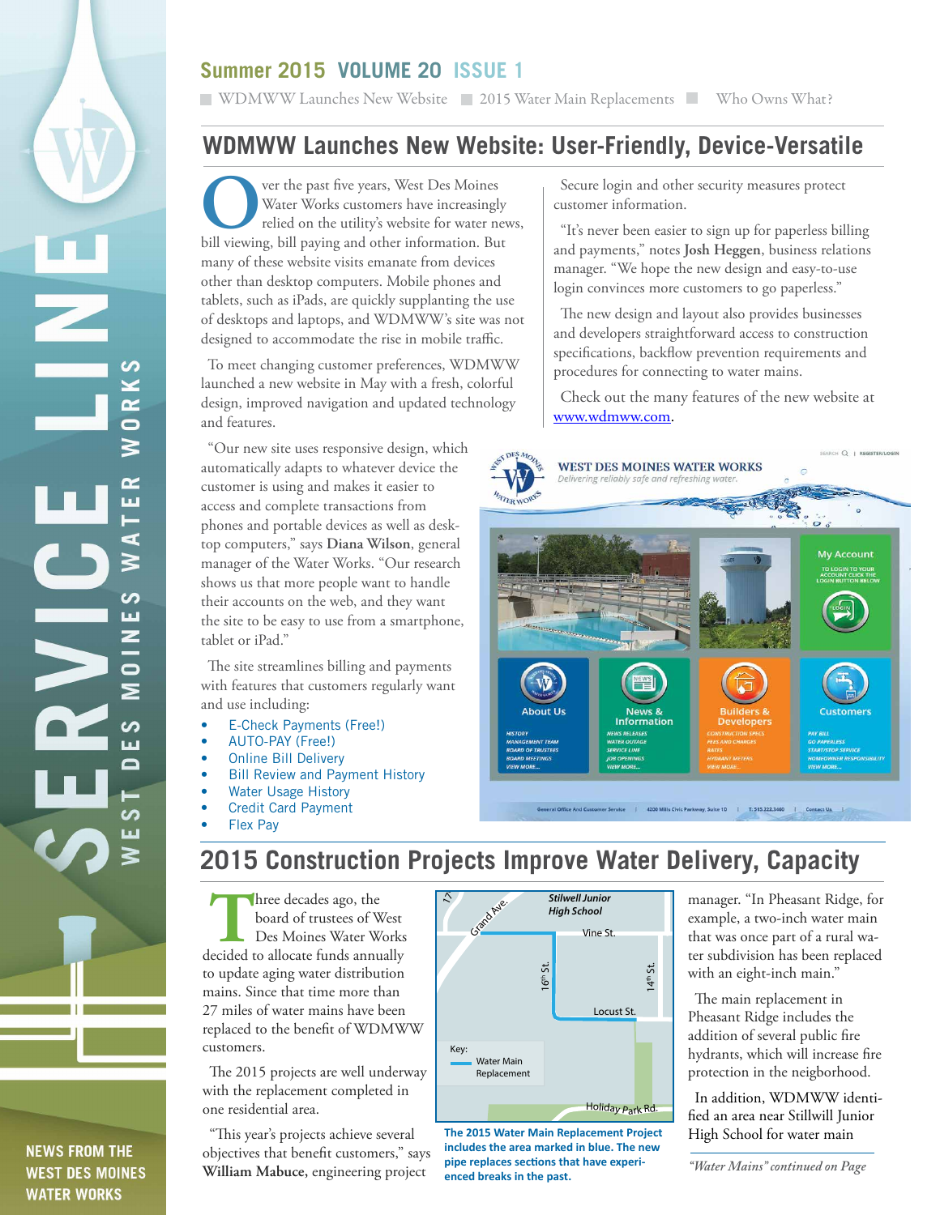# SERVICE LINE

WEST DES MOINES WATER WORKS

NEWS FROM THE WEST DES MOINES WATER WORKS

**Summer 2015 VOLUME 20 ISSUE 1**

WDMWW Launches New Website ■ 2015 Water Main Replacements ■ Who Owns What?

## WDMWW Launches New Website: User-Friendly, Device-Versatile

Over the past five years, West Des Moines Water Works customers have increasingly relied on the utility's website for water news, bill viewing, bill paying and other information. But many of these website visits emanate from devices other than desktop computers. Mobile phones and tablets, such as iPads, are quickly supplanting the use of desktops and laptops, and WDMWW's site was not designed to accommodate the rise in mobile traffic.

To meet changing customer preferences, WDMWW launched a new website in May with a fresh, colorful design, improved navigation and updated technology and features.

"Our new site uses responsive design, which automatically adapts to whatever device the customer is using and makes it easier to access and complete transactions from phones and portable devices as well as desktop computers," says **Diana Wilson**, general manager of the Water Works. "Our research shows us that more people want to handle their accounts on the web, and they want the site to be easy to use from a smartphone, tablet or iPad."

The site streamlines billing and payments with features that customers regularly want and use including:

- E-Check Payments (Free!)
- AUTO-PAY (Free!)
- Online Bill Delivery
- Bill Review and Payment History
- Water Usage History
- Credit Card Payment
- Flex Pay

Secure login and other security measures protect customer information.

"It's never been easier to sign up for paperless billing and payments," notes **Josh Heggen**, business relations manager. "We hope the new design and easy-to-use login convinces more customers to go paperless."

The new design and layout also provides businesses and developers straightforward access to construction specifications, backflow prevention requirements and procedures for connecting to water mains.

Check out the many features of the new website at www.wdmww.com.

## 2015 Construction Projects Improve Water Delivery, Capacity

Three decades ago, the board of trustees of West Des Moines Water Works decided to allocate funds annually to update aging water distribution mains. Since that time more than 27 miles of water mains have been replaced to the benefit of WDMWW customers.

The 2015 projects are well underway with the replacement completed in one residential area.

"This year's projects achieve several objectives that benefit customers," says **William Mabuce**, engineering project manager. "In Pheasant Ridge, for example, a two-inch water main that was once part of a rural water subdivision has been replaced with an eight-inch main."

The main replacement in Pheasant Ridge includes the addition of several public fire hydrants, which will increase fire protection in the neigborhood.

In addition, WDMWW identified an area near Stillwill Junior High School for water main

*"Water Mains" continued on Page*

**The 2015 Water Main Replacement Project includes the area marked in blue. The new pipe replaces sections that have experienced breaks in the past.**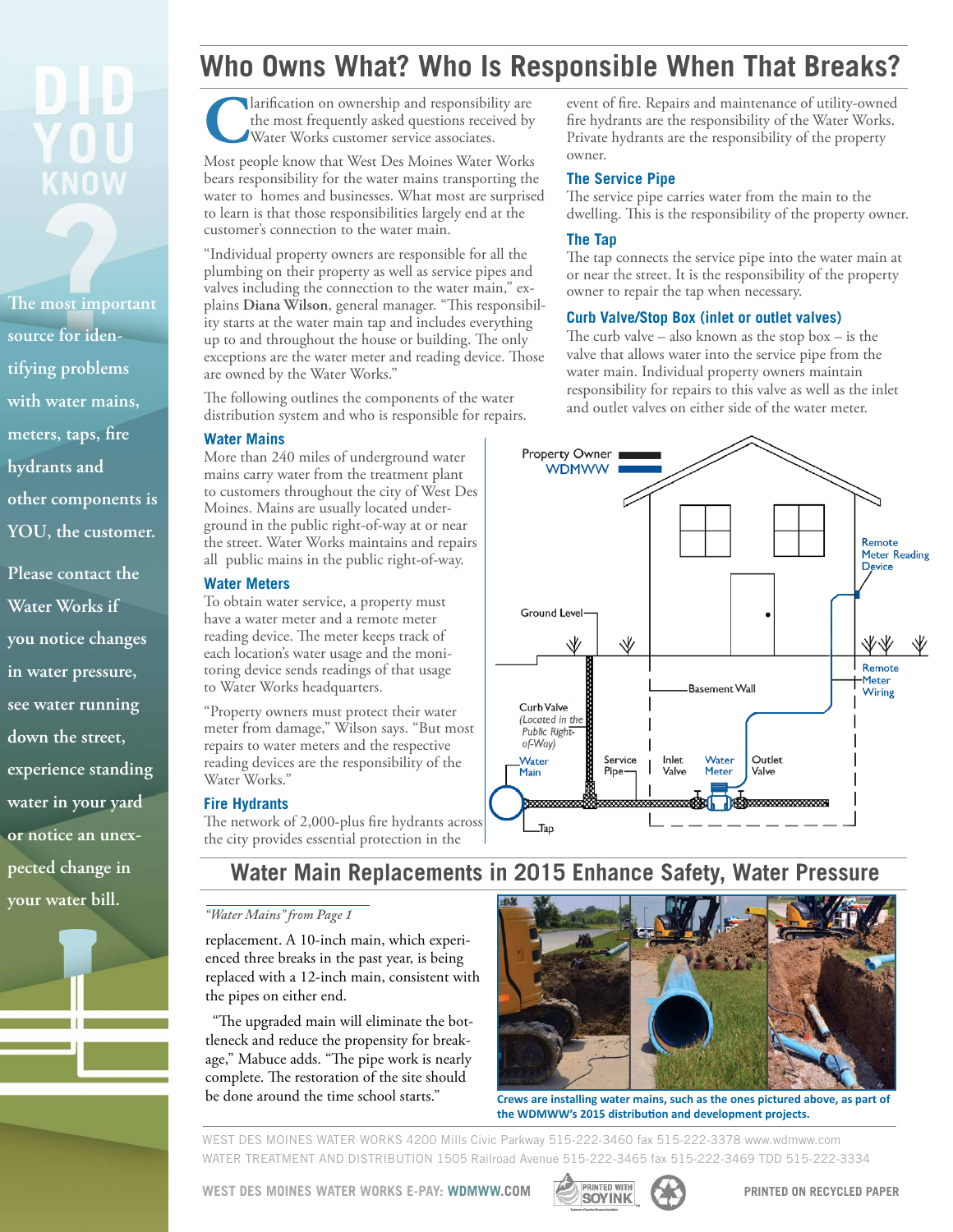# Who Owns What? Who Is Responsible When That Breaks?

Clarification on ownership and responsibility are the most frequently asked questions received by Water Works customer service associates.

Most people know that West Des Moines Water Works bears responsibility for the water mains transporting the water to homes and businesses. What most are surprised to learn is that those responsibilities largely end at the customer's connection to the water main.

"Individual property owners are responsible for all the plumbing on their property as well as service pipes and valves including the connection to the water main," explains **Diana Wilson**, general manager. "This responsibility starts at the water main tap and includes everything up to and throughout the house or building. The only exceptions are the water meter and reading device. Those are owned by the Water Works."

The following outlines the components of the water distribution system and who is responsible for repairs.

### Water Mains

More than 240 miles of underground water mains carry water from the treatment plant to customers throughout the city of West Des Moines. Mains are usually located underground in the public right-of-way at or near the street. Water Works maintains and repairs all public mains in the public right-of-way.

### Water Meters

To obtain water service, a property must have a water meter and a remote meter reading device. The meter keeps track of each location's water usage and the monitoring device sends readings of that usage to Water Works headquarters.

"Property owners must protect their water meter from damage," Wilson says. "But most repairs to water meters and the respective reading devices are the responsibility of the Water Works."

### Fire Hydrants

The network of 2,000-plus fire hydrants across the city provides essential protection in the event of fire. Repairs and maintenance of utility-owned fire hydrants are the responsibility of the Water Works. Private hydrants are the responsibility of the property owner.

### The Service Pipe

The service pipe carries water from the main to the dwelling. This is the responsibility of the property owner.

### The Tap

The tap connects the service pipe into the water main at or near the street. It is the responsibility of the property owner to repair the tap when necessary.

### Curb Valve/Stop Box (inlet or outlet valves)

The curb valve – also known as the stop box – is the valve that allows water into the service pipe from the water main. Individual property owners maintain responsibility for repairs to this valve as well as the inlet and outlet valves on either side of the water meter.

Property Owner
WDMWW
Remote Meter Reading Device
Ground Level
Remote Meter Wiring
Basement Wall
Curb Valve (Located in the Public Right-of-Way)
Water Main
Service Pipe
Inlet Valve
Water Meter
Outlet Valve
Tap

**DID YOU KNOW?**

The most important source for identifying problems with water mains, meters, taps, fire hydrants and other components is YOU, the customer.

Please contact the Water Works if you notice changes in water pressure, see water running down the street, experience standing water in your yard or notice an unexpected change in your water bill.

## Water Main Replacements in 2015 Enhance Safety, Water Pressure

*"Water Mains" from Page 1*

replacement. A 10-inch main, which experienced three breaks in the past year, is being replaced with a 12-inch main, consistent with the pipes on either end.

"The upgraded main will eliminate the bottleneck and reduce the propensity for breakage," Mabuce adds. "The pipe work is nearly complete. The restoration of the site should be done around the time school starts."

**Crews are installing water mains, such as the ones pictured above, as part of the WDMWW's 2015 distribution and development projects.**

WEST DES MOINES WATER WORKS 4200 Mills Civic Parkway 515-222-3460 fax 515-222-3378 www.wdmww.com
WATER TREATMENT AND DISTRIBUTION 1505 Railroad Avenue 515-222-3465 fax 515-222-3469 TDD 515-222-3334

WEST DES MOINES WATER WORKS E-PAY: WDMWW.COM

PRINTED WITH SOYINK

PRINTED ON RECYCLED PAPER